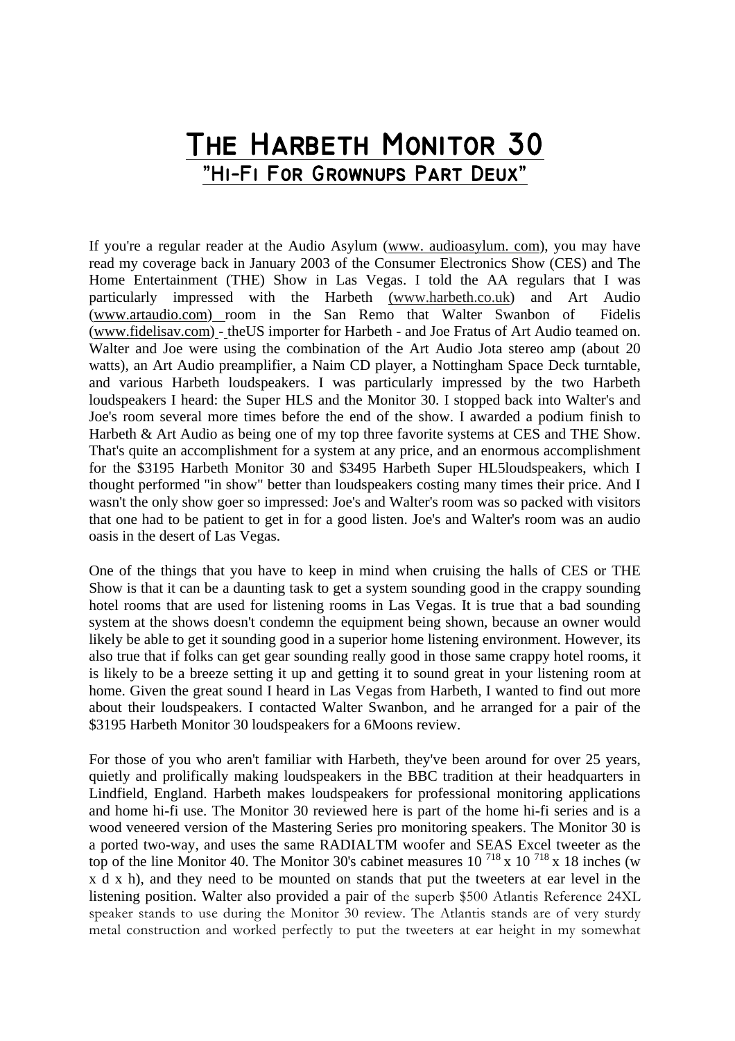# The Harbeth Monitor 30

## "Hi-Fi For Grownups Part Deux"

If you're a regular reader at the Audio Asylum (www. audioasylum. com), you may have read my coverage back in January 2003 of the Consumer Electronics Show (CES) and The Home Entertainment (THE) Show in Las Vegas. I told the AA regulars that I was particularly impressed with the Harbeth (www.harbeth.co.uk) and Art Audio (www.artaudio.com) room in the San Remo that Walter Swanbon of Fidelis (www.fidelisav.com) - theUS importer for Harbeth - and Joe Fratus of Art Audio teamed on. Walter and Joe were using the combination of the Art Audio Jota stereo amp (about 20 watts), an Art Audio preamplifier, a Naim CD player, a Nottingham Space Deck turntable, and various Harbeth loudspeakers. I was particularly impressed by the two Harbeth loudspeakers I heard: the Super HLS and the Monitor 30. I stopped back into Walter's and Joe's room several more times before the end of the show. I awarded a podium finish to Harbeth & Art Audio as being one of my top three favorite systems at CES and THE Show. That's quite an accomplishment for a system at any price, and an enormous accomplishment for the $3195 Harbeth Monitor 30 and $3495 Harbeth Super HL5loudspeakers, which I thought performed "in show" better than loudspeakers costing many times their price. And I wasn't the only show goer so impressed: Joe's and Walter's room was so packed with visitors that one had to be patient to get in for a good listen. Joe's and Walter's room was an audio oasis in the desert of Las Vegas.

One of the things that you have to keep in mind when cruising the halls of CES or THE Show is that it can be a daunting task to get a system sounding good in the crappy sounding hotel rooms that are used for listening rooms in Las Vegas. It is true that a bad sounding system at the shows doesn't condemn the equipment being shown, because an owner would likely be able to get it sounding good in a superior home listening environment. However, its also true that if folks can get gear sounding really good in those same crappy hotel rooms, it is likely to be a breeze setting it up and getting it to sound great in your listening room at home. Given the great sound I heard in Las Vegas from Harbeth, I wanted to find out more about their loudspeakers. I contacted Walter Swanbon, and he arranged for a pair of the $3195 Harbeth Monitor 30 loudspeakers for a 6Moons review.

For those of you who aren't familiar with Harbeth, they've been around for over 25 years, quietly and prolifically making loudspeakers in the BBC tradition at their headquarters in Lindfield, England. Harbeth makes loudspeakers for professional monitoring applications and home hi-fi use. The Monitor 30 reviewed here is part of the home hi-fi series and is a wood veneered version of the Mastering Series pro monitoring speakers. The Monitor 30 is a ported two-way, and uses the same RADIALTM woofer and SEAS Excel tweeter as the top of the line Monitor 40. The Monitor 30's cabinet measures 10 718 x 10 718 x 18 inches (w x d x h), and they need to be mounted on stands that put the tweeters at ear level in the listening position. Walter also provided a pair of the superb $500 Atlantis Reference 24XL speaker stands to use during the Monitor 30 review. The Atlantis stands are of very sturdy metal construction and worked perfectly to put the tweeters at ear height in my somewhat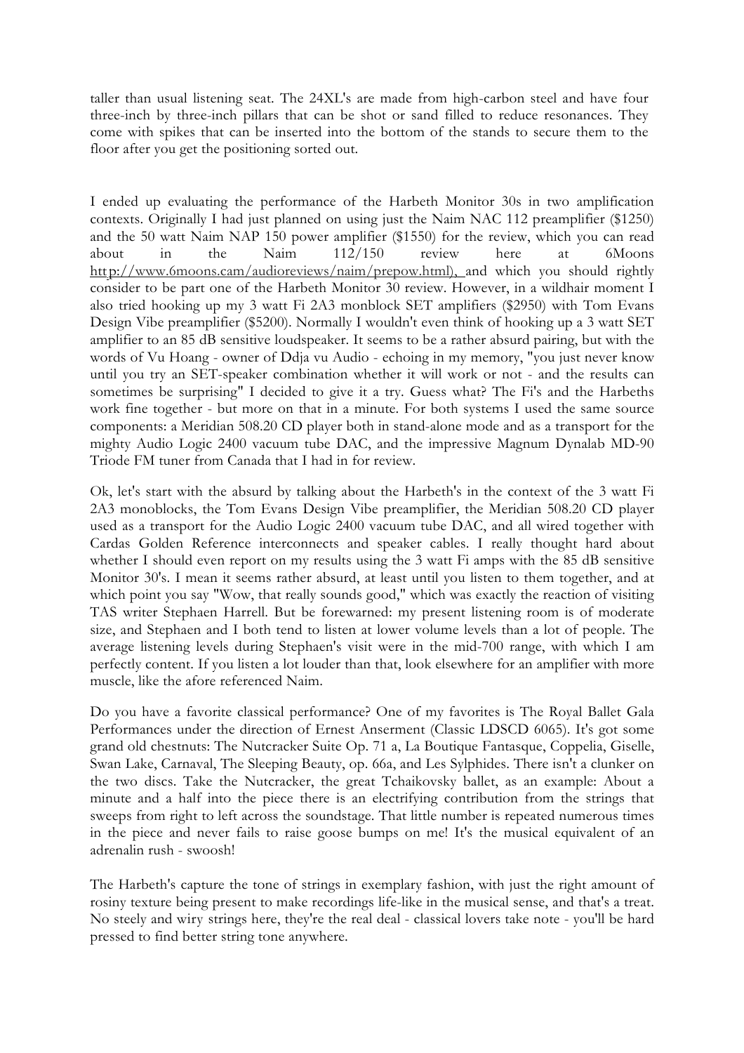taller than usual listening seat. The 24XL's are made from high-carbon steel and have four three-inch by three-inch pillars that can be shot or sand filled to reduce resonances. They come with spikes that can be inserted into the bottom of the stands to secure them to the floor after you get the positioning sorted out.

I ended up evaluating the performance of the Harbeth Monitor 30s in two amplification contexts. Originally I had just planned on using just the Naim NAC 112 preamplifier ($1250) and the 50 watt Naim NAP 150 power amplifier ($1550) for the review, which you can read about in the Naim 112/150 review here at 6Moons http://www.6moons.cam/audioreviews/naim/prepow.html), and which you should rightly consider to be part one of the Harbeth Monitor 30 review. However, in a wildhair moment I also tried hooking up my 3 watt Fi 2A3 monblock SET amplifiers ($2950) with Tom Evans Design Vibe preamplifier ($5200). Normally I wouldn't even think of hooking up a 3 watt SET amplifier to an 85 dB sensitive loudspeaker. It seems to be a rather absurd pairing, but with the words of Vu Hoang - owner of Ddja vu Audio - echoing in my memory, "you just never know until you try an SET-speaker combination whether it will work or not - and the results can sometimes be surprising" I decided to give it a try. Guess what? The Fi's and the Harbeths work fine together - but more on that in a minute. For both systems I used the same source components: a Meridian 508.20 CD player both in stand-alone mode and as a transport for the mighty Audio Logic 2400 vacuum tube DAC, and the impressive Magnum Dynalab MD-90 Triode FM tuner from Canada that I had in for review.

Ok, let's start with the absurd by talking about the Harbeth's in the context of the 3 watt Fi 2A3 monoblocks, the Tom Evans Design Vibe preamplifier, the Meridian 508.20 CD player used as a transport for the Audio Logic 2400 vacuum tube DAC, and all wired together with Cardas Golden Reference interconnects and speaker cables. I really thought hard about whether I should even report on my results using the 3 watt Fi amps with the 85 dB sensitive Monitor 30's. I mean it seems rather absurd, at least until you listen to them together, and at which point you say "Wow, that really sounds good," which was exactly the reaction of visiting TAS writer Stephaen Harrell. But be forewarned: my present listening room is of moderate size, and Stephaen and I both tend to listen at lower volume levels than a lot of people. The average listening levels during Stephaen's visit were in the mid-700 range, with which I am perfectly content. If you listen a lot louder than that, look elsewhere for an amplifier with more muscle, like the afore referenced Naim.

Do you have a favorite classical performance? One of my favorites is The Royal Ballet Gala Performances under the direction of Ernest Anserment (Classic LDSCD 6065). It's got some grand old chestnuts: The Nutcracker Suite Op. 71 a, La Boutique Fantasque, Coppelia, Giselle, Swan Lake, Carnaval, The Sleeping Beauty, op. 66a, and Les Sylphides. There isn't a clunker on the two discs. Take the Nutcracker, the great Tchaikovsky ballet, as an example: About a minute and a half into the piece there is an electrifying contribution from the strings that sweeps from right to left across the soundstage. That little number is repeated numerous times in the piece and never fails to raise goose bumps on me! It's the musical equivalent of an adrenalin rush - swoosh!

The Harbeth's capture the tone of strings in exemplary fashion, with just the right amount of rosiny texture being present to make recordings life-like in the musical sense, and that's a treat. No steely and wiry strings here, they're the real deal - classical lovers take note - you'll be hard pressed to find better string tone anywhere.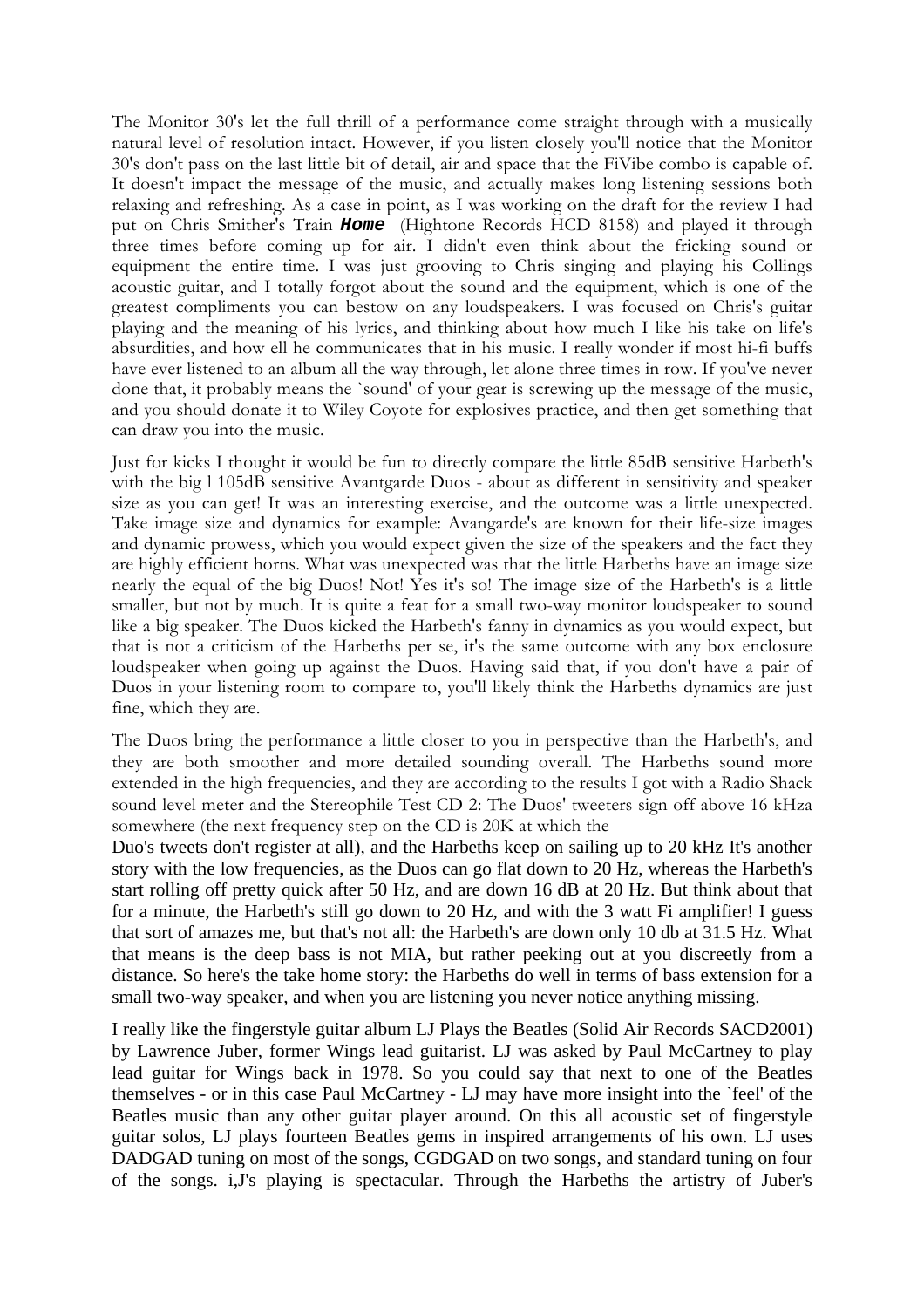The Monitor 30's let the full thrill of a performance come straight through with a musically natural level of resolution intact. However, if you listen closely you'll notice that the Monitor 30's don't pass on the last little bit of detail, air and space that the FiVibe combo is capable of. It doesn't impact the message of the music, and actually makes long listening sessions both relaxing and refreshing. As a case in point, as I was working on the draft for the review I had put on Chris Smither's Train ***Home*** (Hightone Records HCD 8158) and played it through three times before coming up for air. I didn't even think about the fricking sound or equipment the entire time. I was just grooving to Chris singing and playing his Collings acoustic guitar, and I totally forgot about the sound and the equipment, which is one of the greatest compliments you can bestow on any loudspeakers. I was focused on Chris's guitar playing and the meaning of his lyrics, and thinking about how much I like his take on life's absurdities, and how ell he communicates that in his music. I really wonder if most hi-fi buffs have ever listened to an album all the way through, let alone three times in row. If you've never done that, it probably means the `sound' of your gear is screwing up the message of the music, and you should donate it to Wiley Coyote for explosives practice, and then get something that can draw you into the music.

Just for kicks I thought it would be fun to directly compare the little 85dB sensitive Harbeth's with the big l 105dB sensitive Avantgarde Duos - about as different in sensitivity and speaker size as you can get! It was an interesting exercise, and the outcome was a little unexpected. Take image size and dynamics for example: Avangarde's are known for their life-size images and dynamic prowess, which you would expect given the size of the speakers and the fact they are highly efficient horns. What was unexpected was that the little Harbeths have an image size nearly the equal of the big Duos! Not! Yes it's so! The image size of the Harbeth's is a little smaller, but not by much. It is quite a feat for a small two-way monitor loudspeaker to sound like a big speaker. The Duos kicked the Harbeth's fanny in dynamics as you would expect, but that is not a criticism of the Harbeths per se, it's the same outcome with any box enclosure loudspeaker when going up against the Duos. Having said that, if you don't have a pair of Duos in your listening room to compare to, you'll likely think the Harbeths dynamics are just fine, which they are.

The Duos bring the performance a little closer to you in perspective than the Harbeth's, and they are both smoother and more detailed sounding overall. The Harbeths sound more extended in the high frequencies, and they are according to the results I got with a Radio Shack sound level meter and the Stereophile Test CD 2: The Duos' tweeters sign off above 16 kHza somewhere (the next frequency step on the CD is 20K at which the Duo's tweets don't register at all), and the Harbeths keep on sailing up to 20 kHz It's another story with the low frequencies, as the Duos can go flat down to 20 Hz, whereas the Harbeth's start rolling off pretty quick after 50 Hz, and are down 16 dB at 20 Hz. But think about that for a minute, the Harbeth's still go down to 20 Hz, and with the 3 watt Fi amplifier! I guess that sort of amazes me, but that's not all: the Harbeth's are down only 10 db at 31.5 Hz. What that means is the deep bass is not MIA, but rather peeking out at you discreetly from a distance. So here's the take home story: the Harbeths do well in terms of bass extension for a small two-way speaker, and when you are listening you never notice anything missing.

I really like the fingerstyle guitar album LJ Plays the Beatles (Solid Air Records SACD2001) by Lawrence Juber, former Wings lead guitarist. LJ was asked by Paul McCartney to play lead guitar for Wings back in 1978. So you could say that next to one of the Beatles themselves - or in this case Paul McCartney - LJ may have more insight into the `feel' of the Beatles music than any other guitar player around. On this all acoustic set of fingerstyle guitar solos, LJ plays fourteen Beatles gems in inspired arrangements of his own. LJ uses DADGAD tuning on most of the songs, CGDGAD on two songs, and standard tuning on four of the songs. i,J's playing is spectacular. Through the Harbeths the artistry of Juber's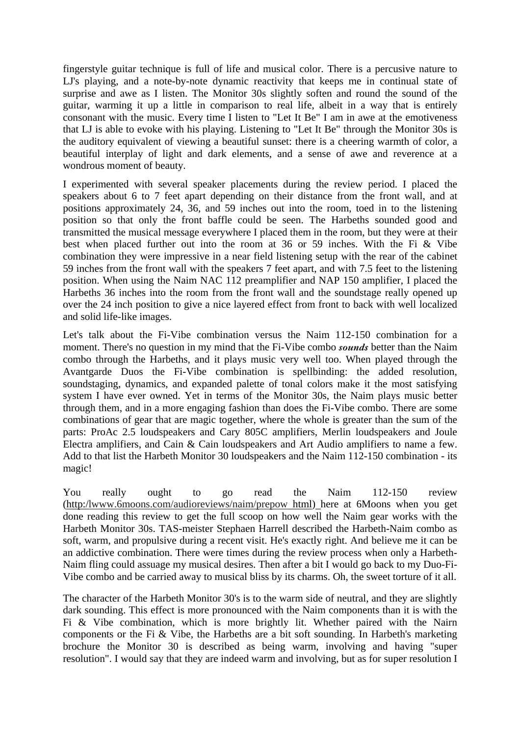fingerstyle guitar technique is full of life and musical color. There is a percusive nature to LJ's playing, and a note-by-note dynamic reactivity that keeps me in continual state of surprise and awe as I listen. The Monitor 30s slightly soften and round the sound of the guitar, warming it up a little in comparison to real life, albeit in a way that is entirely consonant with the music. Every time I listen to "Let It Be" I am in awe at the emotiveness that LJ is able to evoke with his playing. Listening to "Let It Be" through the Monitor 30s is the auditory equivalent of viewing a beautiful sunset: there is a cheering warmth of color, a beautiful interplay of light and dark elements, and a sense of awe and reverence at a wondrous moment of beauty.

I experimented with several speaker placements during the review period. I placed the speakers about 6 to 7 feet apart depending on their distance from the front wall, and at positions approximately 24, 36, and 59 inches out into the room, toed in to the listening position so that only the front baffle could be seen. The Harbeths sounded good and transmitted the musical message everywhere I placed them in the room, but they were at their best when placed further out into the room at 36 or 59 inches. With the Fi & Vibe combination they were impressive in a near field listening setup with the rear of the cabinet 59 inches from the front wall with the speakers 7 feet apart, and with 7.5 feet to the listening position. When using the Naim NAC 112 preamplifier and NAP 150 amplifier, I placed the Harbeths 36 inches into the room from the front wall and the soundstage really opened up over the 24 inch position to give a nice layered effect from front to back with well localized and solid life-like images.

Let's talk about the Fi-Vibe combination versus the Naim 112-150 combination for a moment. There's no question in my mind that the Fi-Vibe combo ***sounds*** better than the Naim combo through the Harbeths, and it plays music very well too. When played through the Avantgarde Duos the Fi-Vibe combination is spellbinding: the added resolution, soundstaging, dynamics, and expanded palette of tonal colors make it the most satisfying system I have ever owned. Yet in terms of the Monitor 30s, the Naim plays music better through them, and in a more engaging fashion than does the Fi-Vibe combo. There are some combinations of gear that are magic together, where the whole is greater than the sum of the parts: ProAc 2.5 loudspeakers and Cary 805C amplifiers, Merlin loudspeakers and Joule Electra amplifiers, and Cain & Cain loudspeakers and Art Audio amplifiers to name a few. Add to that list the Harbeth Monitor 30 loudspeakers and the Naim 112-150 combination - its magic!

You really ought to go read the Naim 112-150 review (http:lwww.6moons.com/audioreviews/naim/prepow html) here at 6Moons when you get done reading this review to get the full scoop on how well the Naim gear works with the Harbeth Monitor 30s. TAS-meister Stephaen Harrell described the Harbeth-Naim combo as soft, warm, and propulsive during a recent visit. He's exactly right. And believe me it can be an addictive combination. There were times during the review process when only a Harbeth-Naim fling could assuage my musical desires. Then after a bit I would go back to my Duo-Fi-Vibe combo and be carried away to musical bliss by its charms. Oh, the sweet torture of it all.

The character of the Harbeth Monitor 30's is to the warm side of neutral, and they are slightly dark sounding. This effect is more pronounced with the Naim components than it is with the Fi & Vibe combination, which is more brightly lit. Whether paired with the Nairn components or the Fi & Vibe, the Harbeths are a bit soft sounding. In Harbeth's marketing brochure the Monitor 30 is described as being warm, involving and having "super resolution". I would say that they are indeed warm and involving, but as for super resolution I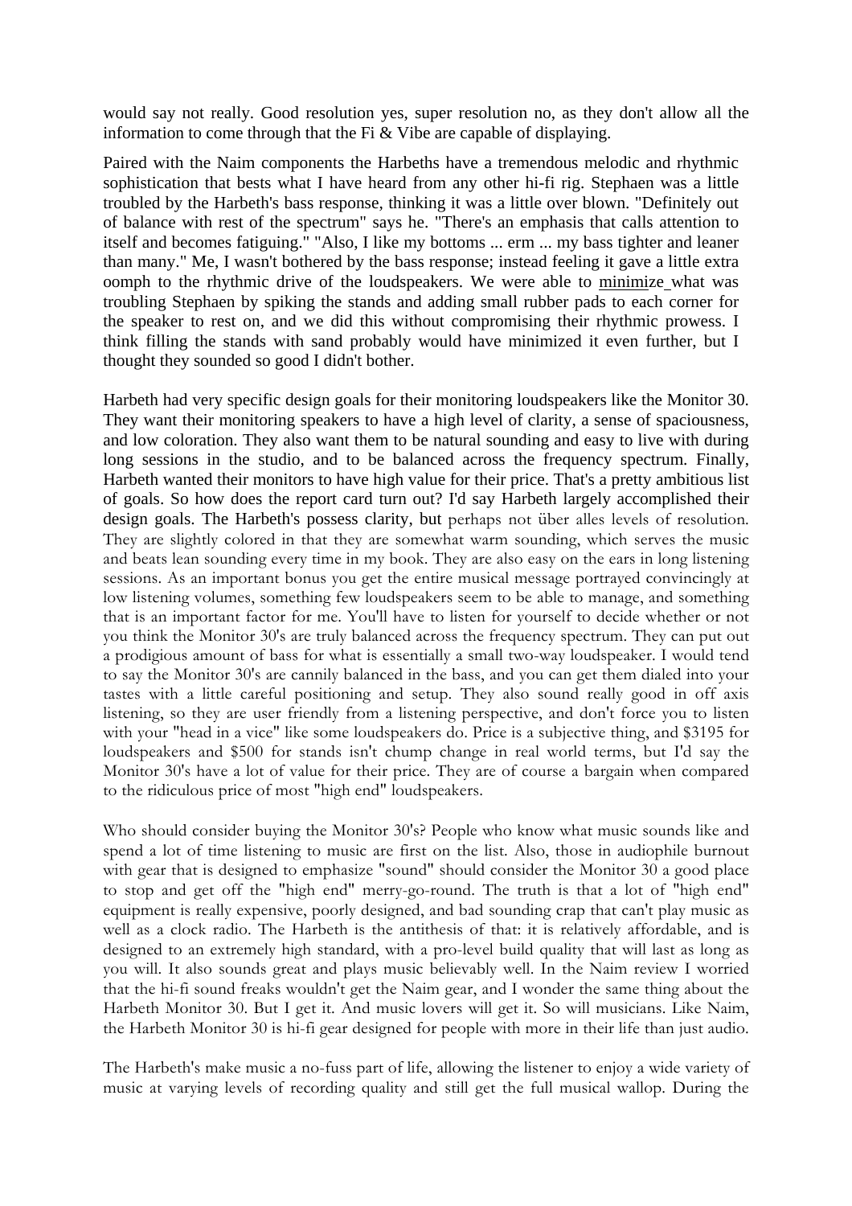would say not really. Good resolution yes, super resolution no, as they don't allow all the information to come through that the Fi & Vibe are capable of displaying.

Paired with the Naim components the Harbeths have a tremendous melodic and rhythmic sophistication that bests what I have heard from any other hi-fi rig. Stephaen was a little troubled by the Harbeth's bass response, thinking it was a little over blown. "Definitely out of balance with rest of the spectrum" says he. "There's an emphasis that calls attention to itself and becomes fatiguing." "Also, I like my bottoms ... erm ... my bass tighter and leaner than many." Me, I wasn't bothered by the bass response; instead feeling it gave a little extra oomph to the rhythmic drive of the loudspeakers. We were able to minimize what was troubling Stephaen by spiking the stands and adding small rubber pads to each corner for the speaker to rest on, and we did this without compromising their rhythmic prowess. I think filling the stands with sand probably would have minimized it even further, but I thought they sounded so good I didn't bother.

Harbeth had very specific design goals for their monitoring loudspeakers like the Monitor 30. They want their monitoring speakers to have a high level of clarity, a sense of spaciousness, and low coloration. They also want them to be natural sounding and easy to live with during long sessions in the studio, and to be balanced across the frequency spectrum. Finally, Harbeth wanted their monitors to have high value for their price. That's a pretty ambitious list of goals. So how does the report card turn out? I'd say Harbeth largely accomplished their design goals. The Harbeth's possess clarity, but perhaps not über alles levels of resolution. They are slightly colored in that they are somewhat warm sounding, which serves the music and beats lean sounding every time in my book. They are also easy on the ears in long listening sessions. As an important bonus you get the entire musical message portrayed convincingly at low listening volumes, something few loudspeakers seem to be able to manage, and something that is an important factor for me. You'll have to listen for yourself to decide whether or not you think the Monitor 30's are truly balanced across the frequency spectrum. They can put out a prodigious amount of bass for what is essentially a small two-way loudspeaker. I would tend to say the Monitor 30's are cannily balanced in the bass, and you can get them dialed into your tastes with a little careful positioning and setup. They also sound really good in off axis listening, so they are user friendly from a listening perspective, and don't force you to listen with your "head in a vice" like some loudspeakers do. Price is a subjective thing, and $3195 for loudspeakers and $500 for stands isn't chump change in real world terms, but I'd say the Monitor 30's have a lot of value for their price. They are of course a bargain when compared to the ridiculous price of most "high end" loudspeakers.

Who should consider buying the Monitor 30's? People who know what music sounds like and spend a lot of time listening to music are first on the list. Also, those in audiophile burnout with gear that is designed to emphasize "sound" should consider the Monitor 30 a good place to stop and get off the "high end" merry-go-round. The truth is that a lot of "high end" equipment is really expensive, poorly designed, and bad sounding crap that can't play music as well as a clock radio. The Harbeth is the antithesis of that: it is relatively affordable, and is designed to an extremely high standard, with a pro-level build quality that will last as long as you will. It also sounds great and plays music believably well. In the Naim review I worried that the hi-fi sound freaks wouldn't get the Naim gear, and I wonder the same thing about the Harbeth Monitor 30. But I get it. And music lovers will get it. So will musicians. Like Naim, the Harbeth Monitor 30 is hi-fi gear designed for people with more in their life than just audio.

The Harbeth's make music a no-fuss part of life, allowing the listener to enjoy a wide variety of music at varying levels of recording quality and still get the full musical wallop. During the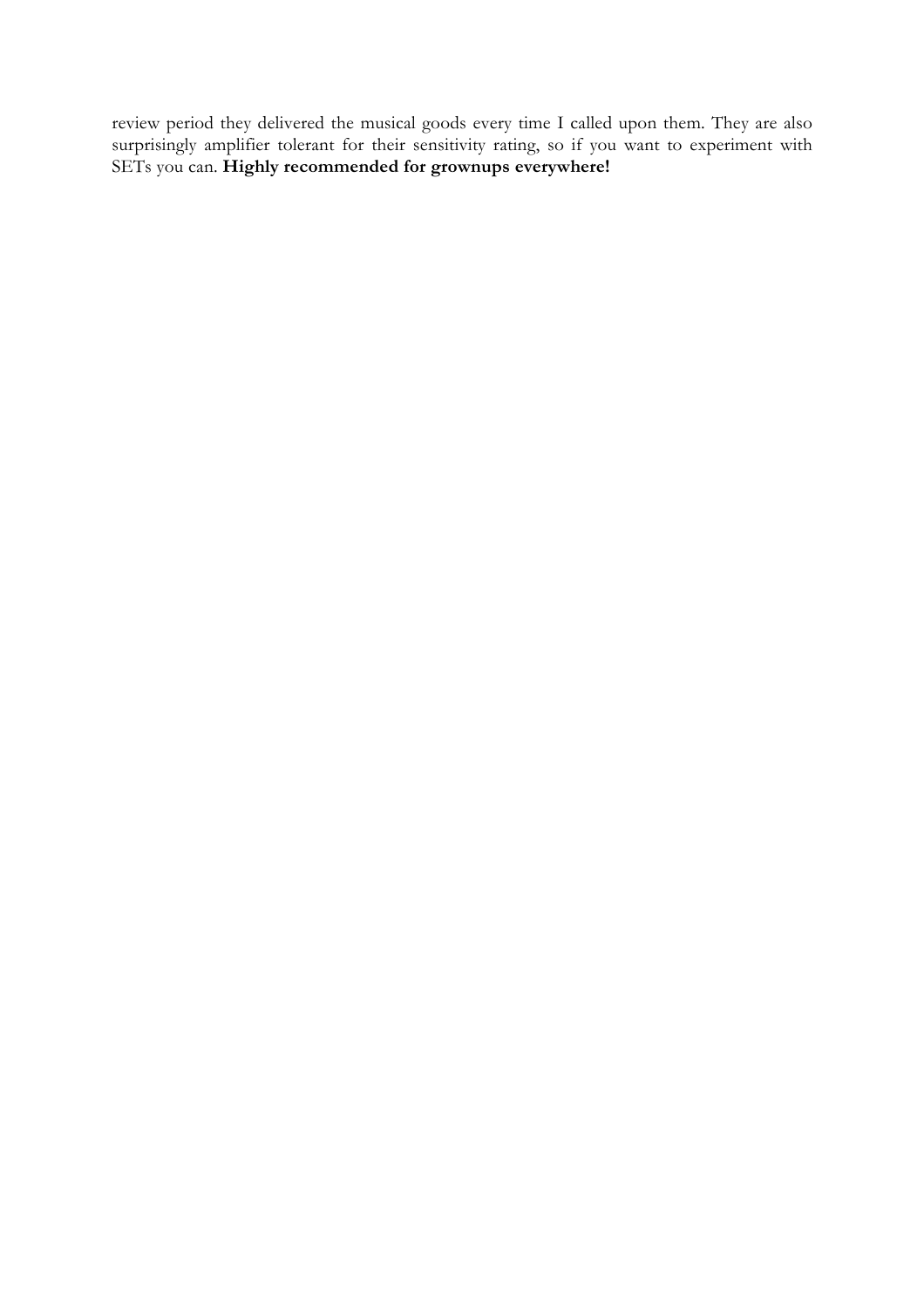review period they delivered the musical goods every time I called upon them. They are also surprisingly amplifier tolerant for their sensitivity rating, so if you want to experiment with SETs you can. **Highly recommended for grownups everywhere!**